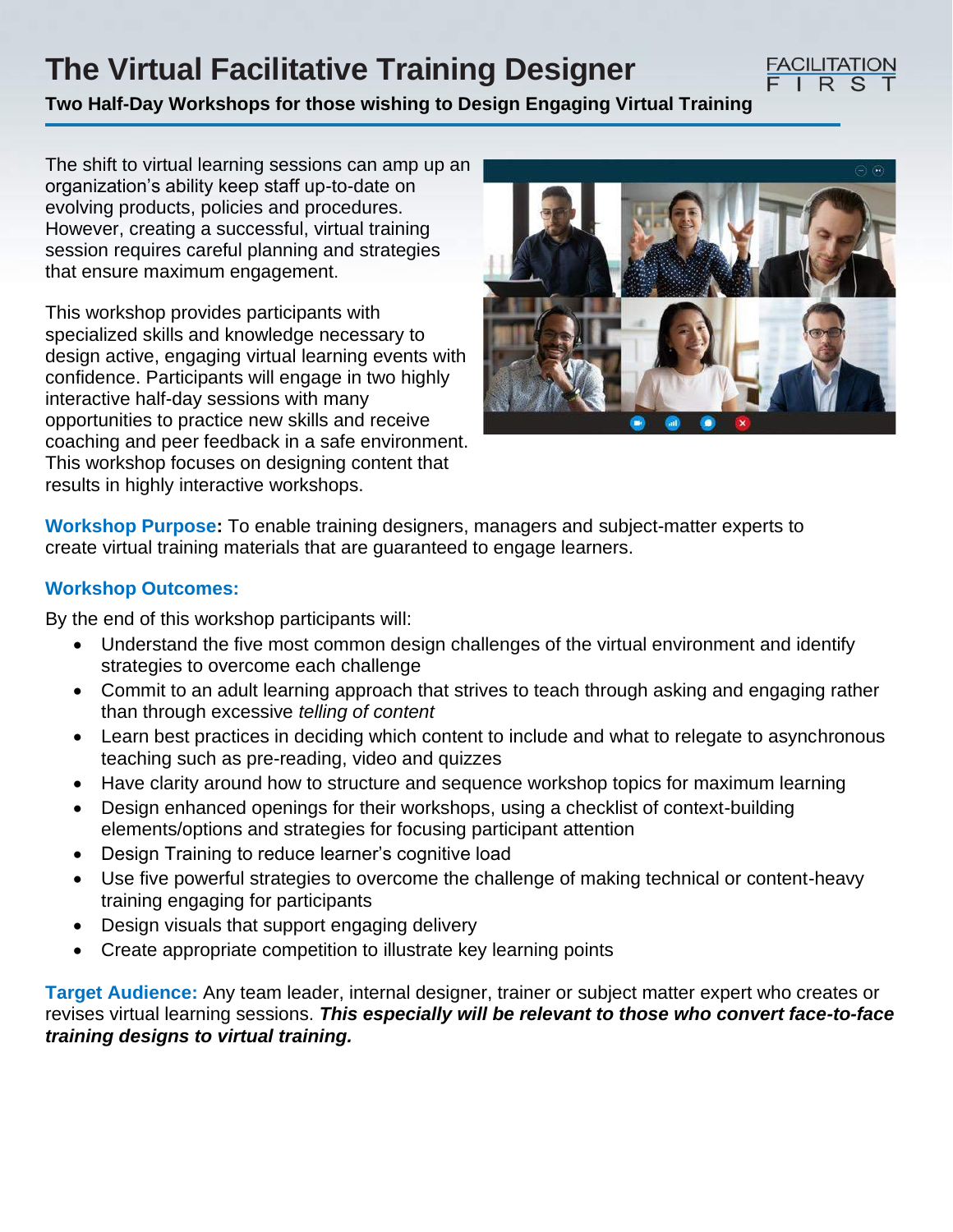# The Virtual Facilitative Training Designer

**Two Half-Day Workshops for those wishing to Design Engaging Virtual Training**

The shift to virtual learning sessions can amp up an organization's ability keep staff up-to-date on evolving products, policies and procedures. However, creating a successful, virtual training session requires careful planning and strategies that ensure maximum engagement.

This workshop provides participants with specialized skills and knowledge necessary to design active, engaging virtual learning events with confidence. Participants will engage in two highly interactive half-day sessions with many opportunities to practice new skills and receive coaching and peer feedback in a safe environment. This workshop focuses on designing content that results in highly interactive workshops.

**Workshop Purpose:** To enable training designers, managers and subject-matter experts to create virtual training materials that are guaranteed to engage learners.

**Workshop Outcomes:**

By the end of this workshop participants will:

- Understand the five most common design challenges of the virtual environment and identify strategies to overcome each challenge
- Commit to an adult learning approach that strives to teach through asking and engaging rather than through excessive *telling of content*
- Learn best practices in deciding which content to include and what to relegate to asynchronous teaching such as pre-reading, video and quizzes
- Have clarity around how to structure and sequence workshop topics for maximum learning
- Design enhanced openings for their workshops, using a checklist of context-building elements/options and strategies for focusing participant attention
- Design Training to reduce learner's cognitive load
- Use five powerful strategies to overcome the challenge of making technical or content-heavy training engaging for participants
- Design visuals that support engaging delivery
- Create appropriate competition to illustrate key learning points

**Target Audience:** Any team leader, internal designer, trainer or subject matter expert who creates or revises virtual learning sessions. ***This especially will be relevant to those who convert face-to-face training designs to virtual training.***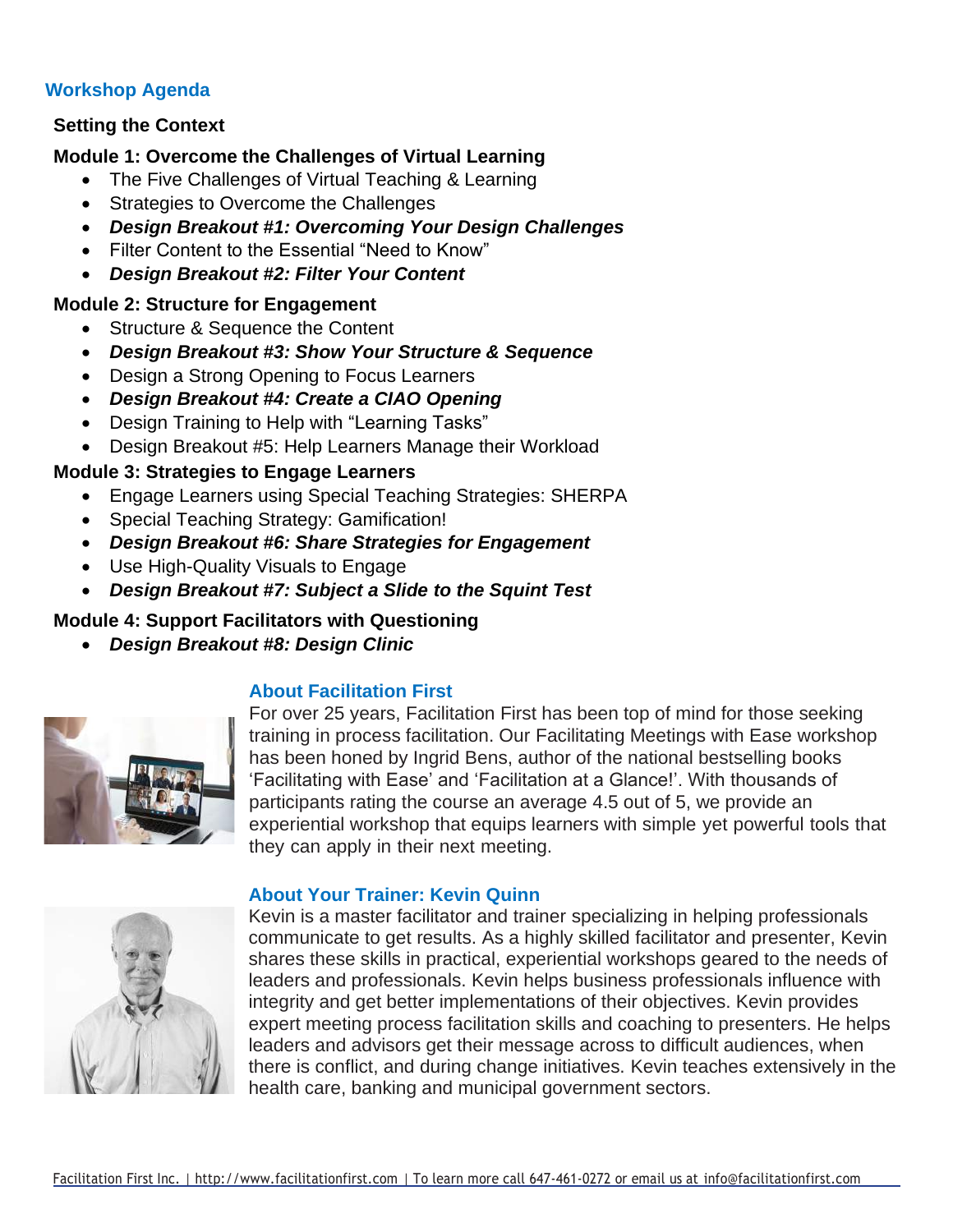## Workshop Agenda

**Setting the Context**

**Module 1: Overcome the Challenges of Virtual Learning**

- The Five Challenges of Virtual Teaching & Learning
- Strategies to Overcome the Challenges
- ***Design Breakout #1: Overcoming Your Design Challenges***
- Filter Content to the Essential "Need to Know"
- ***Design Breakout #2: Filter Your Content***

**Module 2: Structure for Engagement**

- Structure & Sequence the Content
- ***Design Breakout #3: Show Your Structure & Sequence***
- Design a Strong Opening to Focus Learners
- ***Design Breakout #4: Create a CIAO Opening***
- Design Training to Help with "Learning Tasks"
- Design Breakout #5: Help Learners Manage their Workload

**Module 3: Strategies to Engage Learners**

- Engage Learners using Special Teaching Strategies: SHERPA
- Special Teaching Strategy: Gamification!
- ***Design Breakout #6: Share Strategies for Engagement***
- Use High-Quality Visuals to Engage
- ***Design Breakout #7: Subject a Slide to the Squint Test***

**Module 4: Support Facilitators with Questioning**

- ***Design Breakout #8: Design Clinic***

### About Facilitation First

For over 25 years, Facilitation First has been top of mind for those seeking training in process facilitation. Our Facilitating Meetings with Ease workshop has been honed by Ingrid Bens, author of the national bestselling books 'Facilitating with Ease' and 'Facilitation at a Glance!'. With thousands of participants rating the course an average 4.5 out of 5, we provide an experiential workshop that equips learners with simple yet powerful tools that they can apply in their next meeting.

### About Your Trainer: Kevin Quinn

Kevin is a master facilitator and trainer specializing in helping professionals communicate to get results. As a highly skilled facilitator and presenter, Kevin shares these skills in practical, experiential workshops geared to the needs of leaders and professionals. Kevin helps business professionals influence with integrity and get better implementations of their objectives. Kevin provides expert meeting process facilitation skills and coaching to presenters. He helps leaders and advisors get their message across to difficult audiences, when there is conflict, and during change initiatives. Kevin teaches extensively in the health care, banking and municipal government sectors.

Facilitation First Inc. | http://www.facilitationfirst.com | To learn more call 647-461-0272 or email us at info@facilitationfirst.com